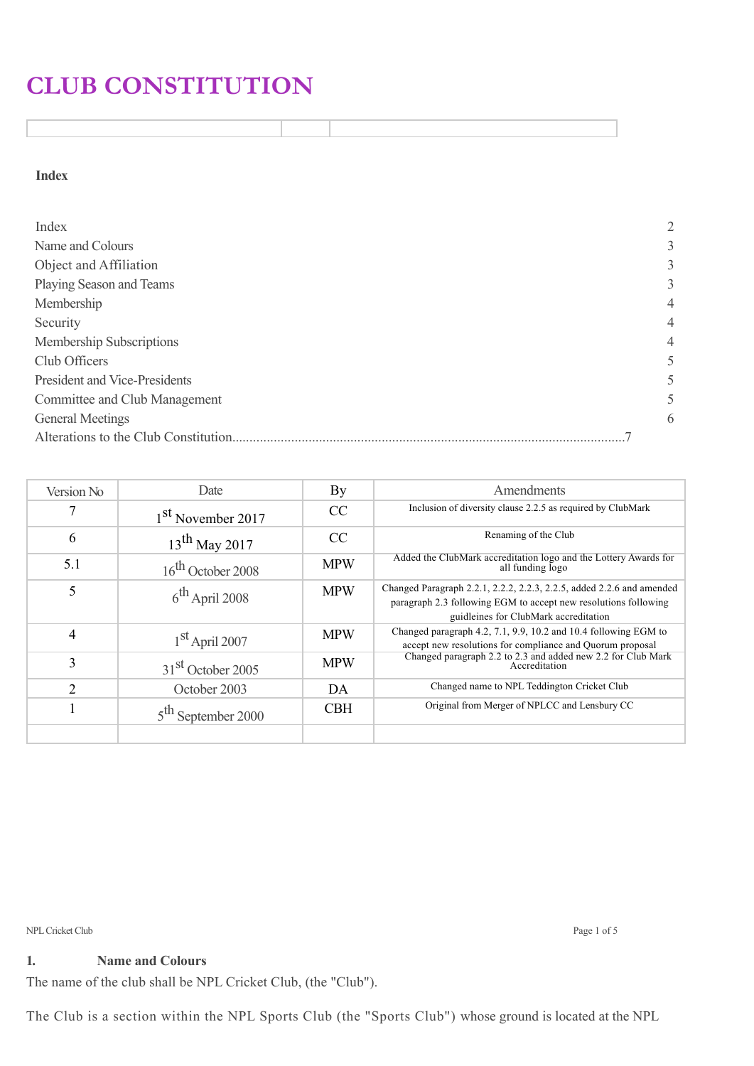# CLUB CONSTITUTION

**Index**

| | |
|---|---|
| Index | 2 |
| Name and Colours | 3 |
| Object and Affiliation | 3 |
| Playing Season and Teams | 3 |
| Membership | 4 |
| Security | 4 |
| Membership Subscriptions | 4 |
| Club Officers | 5 |
| President and Vice-Presidents | 5 |
| Committee and Club Management | 5 |
| General Meetings | 6 |
| Alterations to the Club Constitution | 7 |

| Version No | Date | By | Amendments |
|---|---|---|---|
| 7 | 1st November 2017 | CC | Inclusion of diversity clause 2.2.5 as required by ClubMark |
| 6 | 13th May 2017 | CC | Renaming of the Club |
| 5.1 | 16th October 2008 | MPW | Added the ClubMark accreditation logo and the Lottery Awards for all funding logo |
| 5 | 6th April 2008 | MPW | Changed Paragraph 2.2.1, 2.2.2, 2.2.3, 2.2.5, added 2.2.6 and amended paragraph 2.3 following EGM to accept new resolutions following guidleines for ClubMark accreditation |
| 4 | 1st April 2007 | MPW | Changed paragraph 4.2, 7.1, 9.9, 10.2 and 10.4 following EGM to accept new resolutions for compliance and Quorum proposal |
| 3 | 31st October 2005 | MPW | Changed paragraph 2.2 to 2.3 and added new 2.2 for Club Mark Accreditation |
| 2 | October 2003 | DA | Changed name to NPL Teddington Cricket Club |
| 1 | 5th September 2000 | CBH | Original from Merger of NPLCC and Lensbury CC |
| | | | |

## 1. Name and Colours

The name of the club shall be NPL Cricket Club, (the "Club").

The Club is a section within the NPL Sports Club (the "Sports Club") whose ground is located at the NPL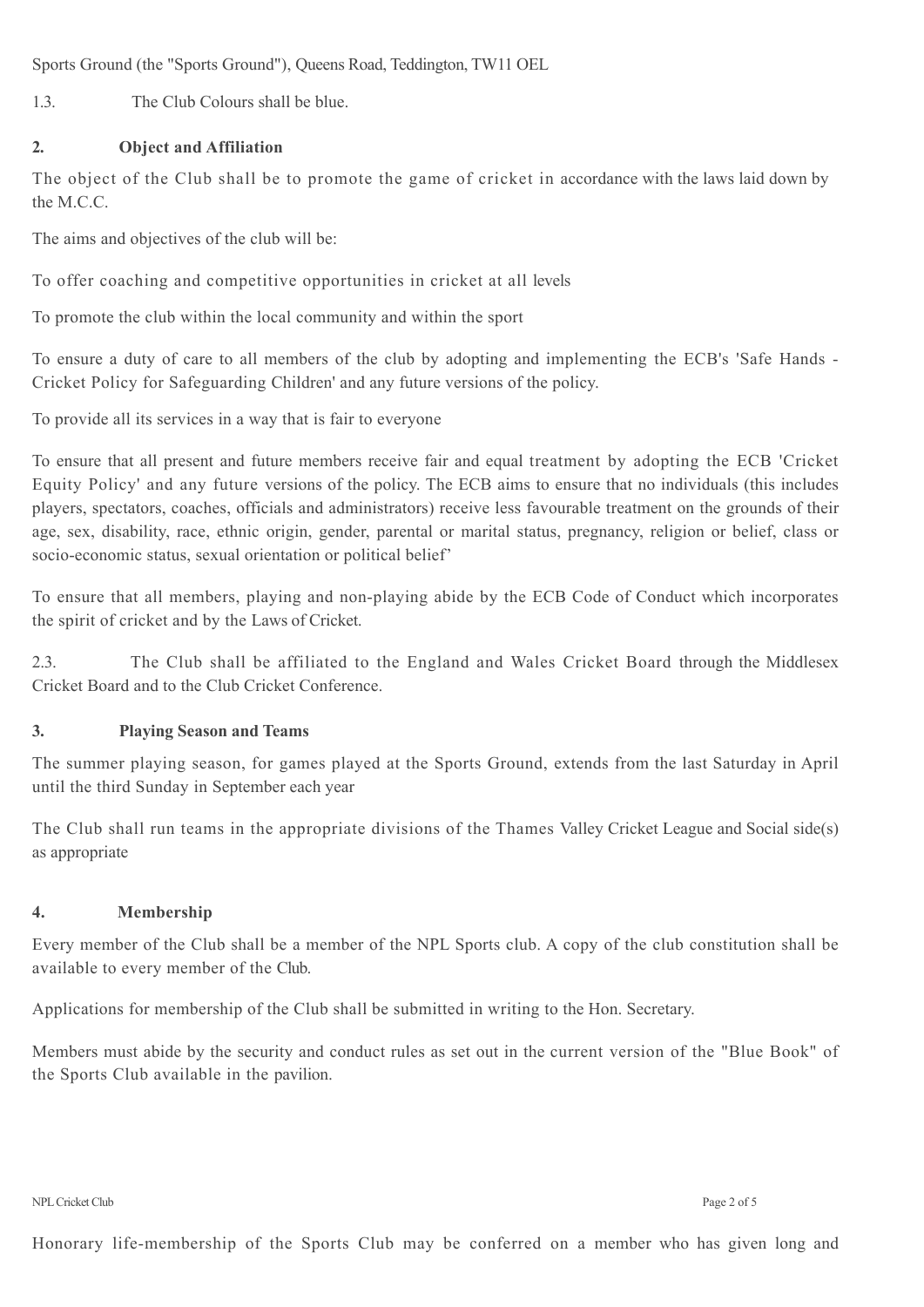Sports Ground (the "Sports Ground"), Queens Road, Teddington, TW11 OEL

1.3. The Club Colours shall be blue.

## 2. Object and Affiliation

The object of the Club shall be to promote the game of cricket in accordance with the laws laid down by the M.C.C.

The aims and objectives of the club will be:

To offer coaching and competitive opportunities in cricket at all levels

To promote the club within the local community and within the sport

To ensure a duty of care to all members of the club by adopting and implementing the ECB's 'Safe Hands - Cricket Policy for Safeguarding Children' and any future versions of the policy.

To provide all its services in a way that is fair to everyone

To ensure that all present and future members receive fair and equal treatment by adopting the ECB 'Cricket Equity Policy' and any future versions of the policy. The ECB aims to ensure that no individuals (this includes players, spectators, coaches, officials and administrators) receive less favourable treatment on the grounds of their age, sex, disability, race, ethnic origin, gender, parental or marital status, pregnancy, religion or belief, class or socio-economic status, sexual orientation or political belief'

To ensure that all members, playing and non-playing abide by the ECB Code of Conduct which incorporates the spirit of cricket and by the Laws of Cricket.

2.3. The Club shall be affiliated to the England and Wales Cricket Board through the Middlesex Cricket Board and to the Club Cricket Conference.

## 3. Playing Season and Teams

The summer playing season, for games played at the Sports Ground, extends from the last Saturday in April until the third Sunday in September each year

The Club shall run teams in the appropriate divisions of the Thames Valley Cricket League and Social side(s) as appropriate

## 4. Membership

Every member of the Club shall be a member of the NPL Sports club. A copy of the club constitution shall be available to every member of the Club.

Applications for membership of the Club shall be submitted in writing to the Hon. Secretary.

Members must abide by the security and conduct rules as set out in the current version of the "Blue Book" of the Sports Club available in the pavilion.

Honorary life-membership of the Sports Club may be conferred on a member who has given long and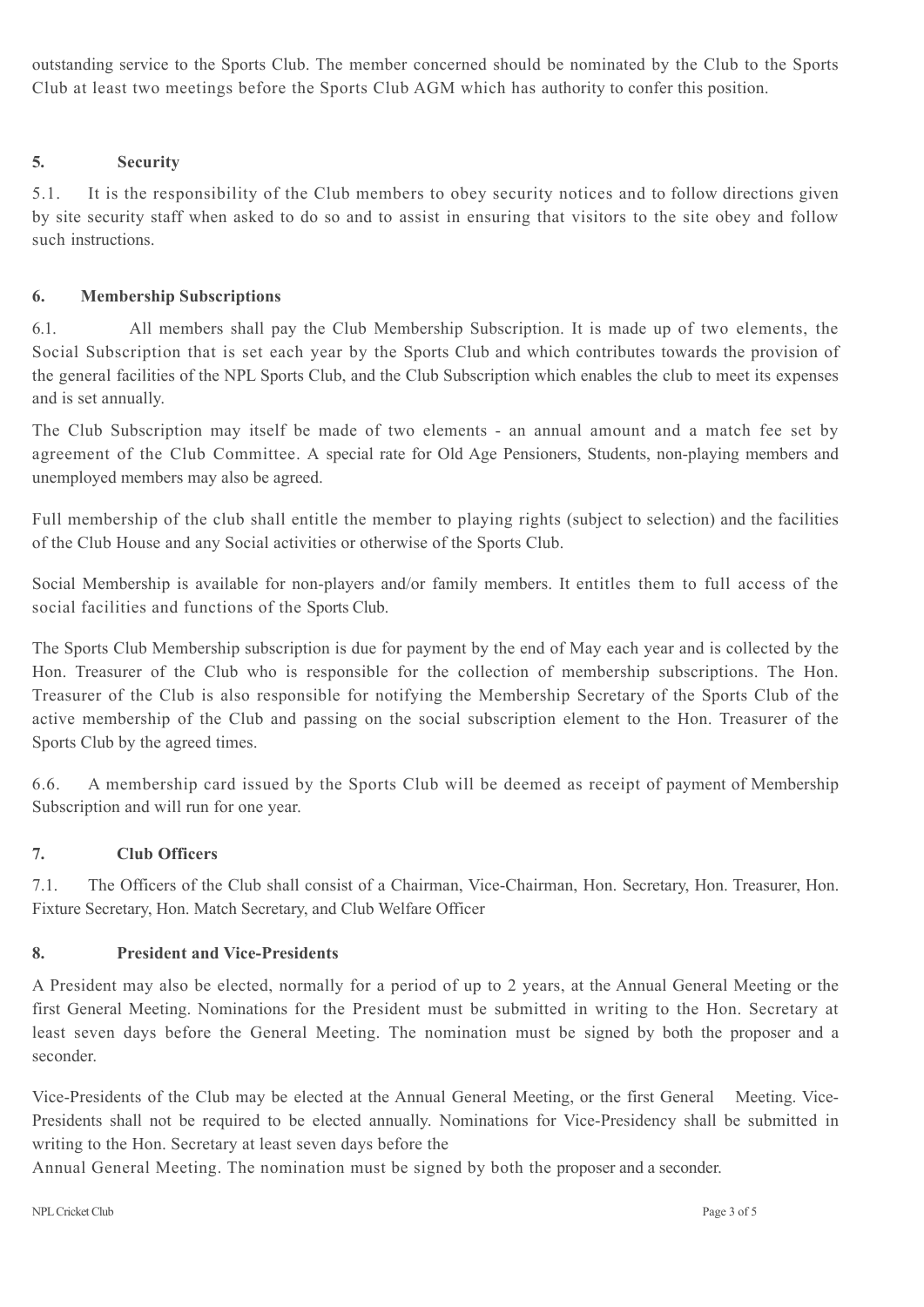outstanding service to the Sports Club. The member concerned should be nominated by the Club to the Sports Club at least two meetings before the Sports Club AGM which has authority to confer this position.

## 5. Security

5.1. It is the responsibility of the Club members to obey security notices and to follow directions given by site security staff when asked to do so and to assist in ensuring that visitors to the site obey and follow such instructions.

## 6. Membership Subscriptions

6.1. All members shall pay the Club Membership Subscription. It is made up of two elements, the Social Subscription that is set each year by the Sports Club and which contributes towards the provision of the general facilities of the NPL Sports Club, and the Club Subscription which enables the club to meet its expenses and is set annually.

The Club Subscription may itself be made of two elements - an annual amount and a match fee set by agreement of the Club Committee. A special rate for Old Age Pensioners, Students, non-playing members and unemployed members may also be agreed.

Full membership of the club shall entitle the member to playing rights (subject to selection) and the facilities of the Club House and any Social activities or otherwise of the Sports Club.

Social Membership is available for non-players and/or family members. It entitles them to full access of the social facilities and functions of the Sports Club.

The Sports Club Membership subscription is due for payment by the end of May each year and is collected by the Hon. Treasurer of the Club who is responsible for the collection of membership subscriptions. The Hon. Treasurer of the Club is also responsible for notifying the Membership Secretary of the Sports Club of the active membership of the Club and passing on the social subscription element to the Hon. Treasurer of the Sports Club by the agreed times.

6.6. A membership card issued by the Sports Club will be deemed as receipt of payment of Membership Subscription and will run for one year.

## 7. Club Officers

7.1. The Officers of the Club shall consist of a Chairman, Vice-Chairman, Hon. Secretary, Hon. Treasurer, Hon. Fixture Secretary, Hon. Match Secretary, and Club Welfare Officer

## 8. President and Vice-Presidents

A President may also be elected, normally for a period of up to 2 years, at the Annual General Meeting or the first General Meeting. Nominations for the President must be submitted in writing to the Hon. Secretary at least seven days before the General Meeting. The nomination must be signed by both the proposer and a seconder.

Vice-Presidents of the Club may be elected at the Annual General Meeting, or the first General Meeting. Vice-Presidents shall not be required to be elected annually. Nominations for Vice-Presidency shall be submitted in writing to the Hon. Secretary at least seven days before the Annual General Meeting. The nomination must be signed by both the proposer and a seconder.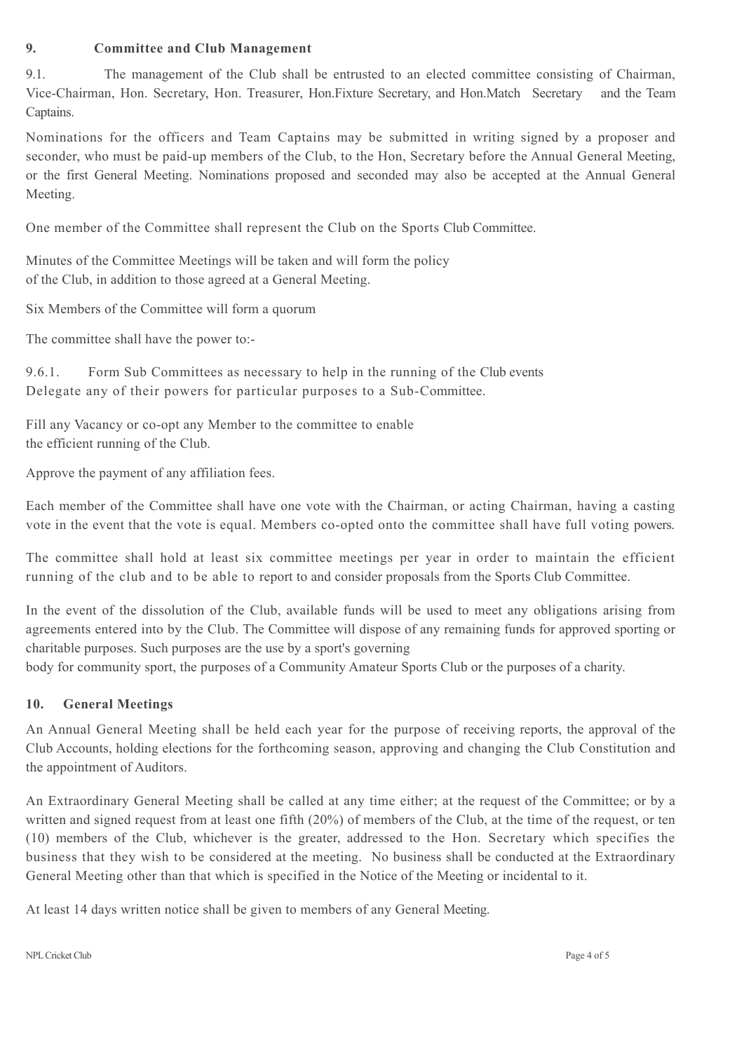## 9. Committee and Club Management

9.1. The management of the Club shall be entrusted to an elected committee consisting of Chairman, Vice-Chairman, Hon. Secretary, Hon. Treasurer, Hon.Fixture Secretary, and Hon.Match Secretary and the Team Captains.

Nominations for the officers and Team Captains may be submitted in writing signed by a proposer and seconder, who must be paid-up members of the Club, to the Hon, Secretary before the Annual General Meeting, or the first General Meeting. Nominations proposed and seconded may also be accepted at the Annual General Meeting.

One member of the Committee shall represent the Club on the Sports Club Committee.

Minutes of the Committee Meetings will be taken and will form the policy of the Club, in addition to those agreed at a General Meeting.

Six Members of the Committee will form a quorum

The committee shall have the power to:-

9.6.1. Form Sub Committees as necessary to help in the running of the Club events
Delegate any of their powers for particular purposes to a Sub-Committee.

Fill any Vacancy or co-opt any Member to the committee to enable the efficient running of the Club.

Approve the payment of any affiliation fees.

Each member of the Committee shall have one vote with the Chairman, or acting Chairman, having a casting vote in the event that the vote is equal. Members co-opted onto the committee shall have full voting powers.

The committee shall hold at least six committee meetings per year in order to maintain the efficient running of the club and to be able to report to and consider proposals from the Sports Club Committee.

In the event of the dissolution of the Club, available funds will be used to meet any obligations arising from agreements entered into by the Club. The Committee will dispose of any remaining funds for approved sporting or charitable purposes. Such purposes are the use by a sport's governing body for community sport, the purposes of a Community Amateur Sports Club or the purposes of a charity.

## 10. General Meetings

An Annual General Meeting shall be held each year for the purpose of receiving reports, the approval of the Club Accounts, holding elections for the forthcoming season, approving and changing the Club Constitution and the appointment of Auditors.

An Extraordinary General Meeting shall be called at any time either; at the request of the Committee; or by a written and signed request from at least one fifth (20%) of members of the Club, at the time of the request, or ten (10) members of the Club, whichever is the greater, addressed to the Hon. Secretary which specifies the business that they wish to be considered at the meeting. No business shall be conducted at the Extraordinary General Meeting other than that which is specified in the Notice of the Meeting or incidental to it.

At least 14 days written notice shall be given to members of any General Meeting.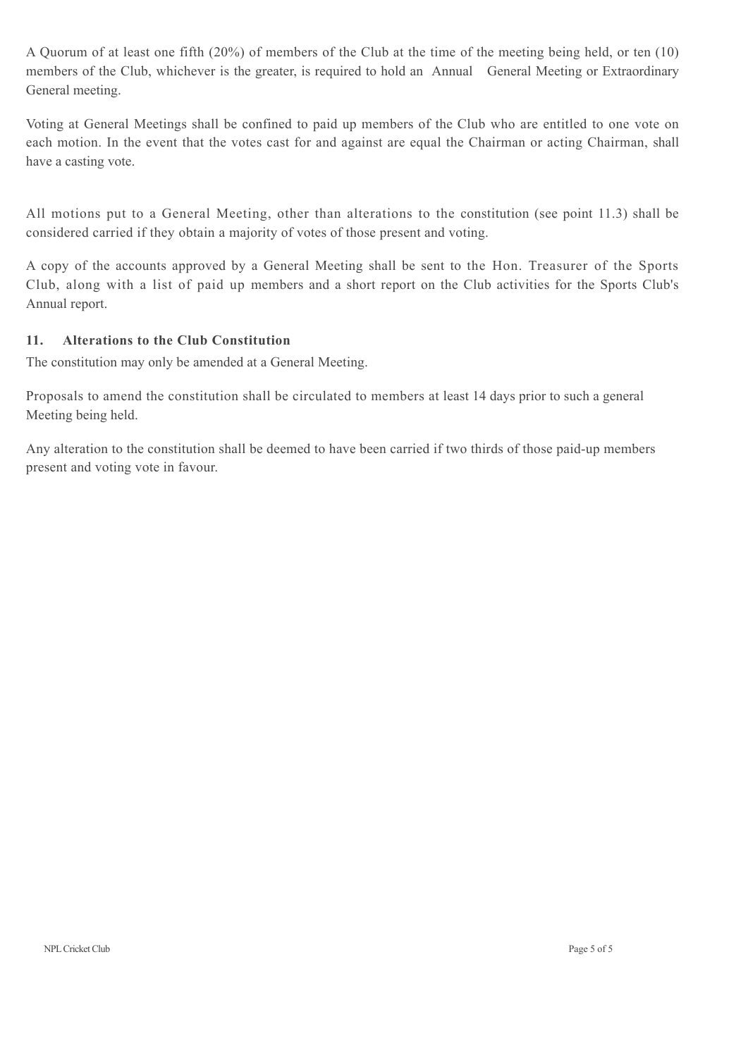A Quorum of at least one fifth (20%) of members of the Club at the time of the meeting being held, or ten (10) members of the Club, whichever is the greater, is required to hold an Annual General Meeting or Extraordinary General meeting.

Voting at General Meetings shall be confined to paid up members of the Club who are entitled to one vote on each motion. In the event that the votes cast for and against are equal the Chairman or acting Chairman, shall have a casting vote.

All motions put to a General Meeting, other than alterations to the constitution (see point 11.3) shall be considered carried if they obtain a majority of votes of those present and voting.

A copy of the accounts approved by a General Meeting shall be sent to the Hon. Treasurer of the Sports Club, along with a list of paid up members and a short report on the Club activities for the Sports Club's Annual report.

### 11. Alterations to the Club Constitution

The constitution may only be amended at a General Meeting.

Proposals to amend the constitution shall be circulated to members at least 14 days prior to such a general Meeting being held.

Any alteration to the constitution shall be deemed to have been carried if two thirds of those paid-up members present and voting vote in favour.